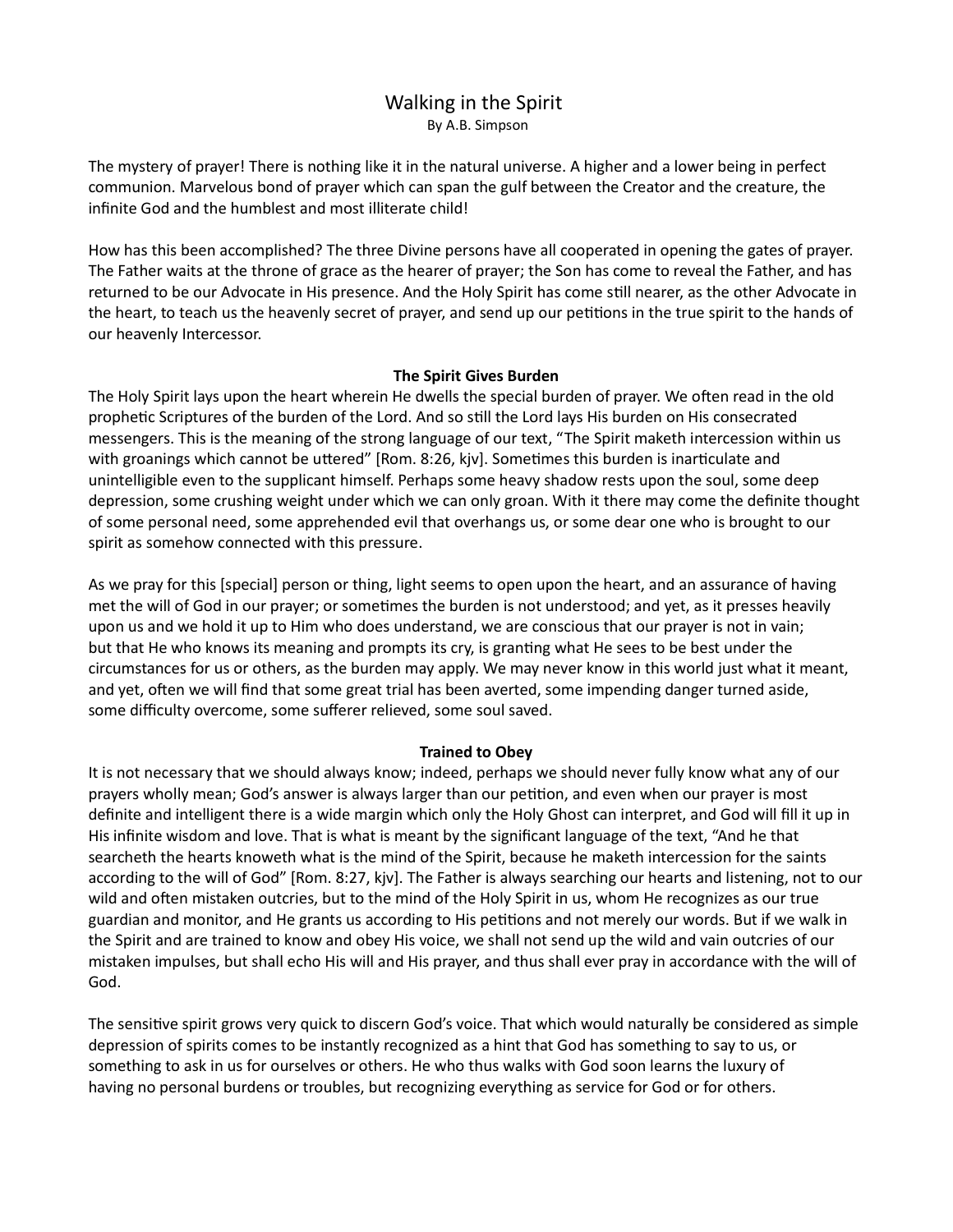# Walking in the Spirit

By A.B. Simpson

The mystery of prayer! There is nothing like it in the natural universe. A higher and a lower being in perfect communion. Marvelous bond of prayer which can span the gulf between the Creator and the creature, the infinite God and the humblest and most illiterate child!

How has this been accomplished? The three Divine persons have all cooperated in opening the gates of prayer. The Father waits at the throne of grace as the hearer of prayer; the Son has come to reveal the Father, and has returned to be our Advocate in His presence. And the Holy Spirit has come still nearer, as the other Advocate in the heart, to teach us the heavenly secret of prayer, and send up our petitions in the true spirit to the hands of our heavenly Intercessor.

## The Spirit Gives Burden

The Holy Spirit lays upon the heart wherein He dwells the special burden of prayer. We often read in the old prophetic Scriptures of the burden of the Lord. And so still the Lord lays His burden on His consecrated messengers. This is the meaning of the strong language of our text, "The Spirit maketh intercession within us with groanings which cannot be uttered" [Rom. 8:26, kjv]. Sometimes this burden is inarticulate and unintelligible even to the supplicant himself. Perhaps some heavy shadow rests upon the soul, some deep depression, some crushing weight under which we can only groan. With it there may come the definite thought of some personal need, some apprehended evil that overhangs us, or some dear one who is brought to our spirit as somehow connected with this pressure.

As we pray for this [special] person or thing, light seems to open upon the heart, and an assurance of having met the will of God in our prayer; or sometimes the burden is not understood; and yet, as it presses heavily upon us and we hold it up to Him who does understand, we are conscious that our prayer is not in vain; but that He who knows its meaning and prompts its cry, is granting what He sees to be best under the circumstances for us or others, as the burden may apply. We may never know in this world just what it meant, and yet, often we will find that some great trial has been averted, some impending danger turned aside, some difficulty overcome, some sufferer relieved, some soul saved.

## Trained to Obey

It is not necessary that we should always know; indeed, perhaps we should never fully know what any of our prayers wholly mean; God's answer is always larger than our petition, and even when our prayer is most definite and intelligent there is a wide margin which only the Holy Ghost can interpret, and God will fill it up in His infinite wisdom and love. That is what is meant by the significant language of the text, "And he that searcheth the hearts knoweth what is the mind of the Spirit, because he maketh intercession for the saints according to the will of God" [Rom. 8:27, kjv]. The Father is always searching our hearts and listening, not to our wild and often mistaken outcries, but to the mind of the Holy Spirit in us, whom He recognizes as our true guardian and monitor, and He grants us according to His petitions and not merely our words. But if we walk in the Spirit and are trained to know and obey His voice, we shall not send up the wild and vain outcries of our mistaken impulses, but shall echo His will and His prayer, and thus shall ever pray in accordance with the will of God.

The sensitive spirit grows very quick to discern God's voice. That which would naturally be considered as simple depression of spirits comes to be instantly recognized as a hint that God has something to say to us, or something to ask in us for ourselves or others. He who thus walks with God soon learns the luxury of having no personal burdens or troubles, but recognizing everything as service for God or for others.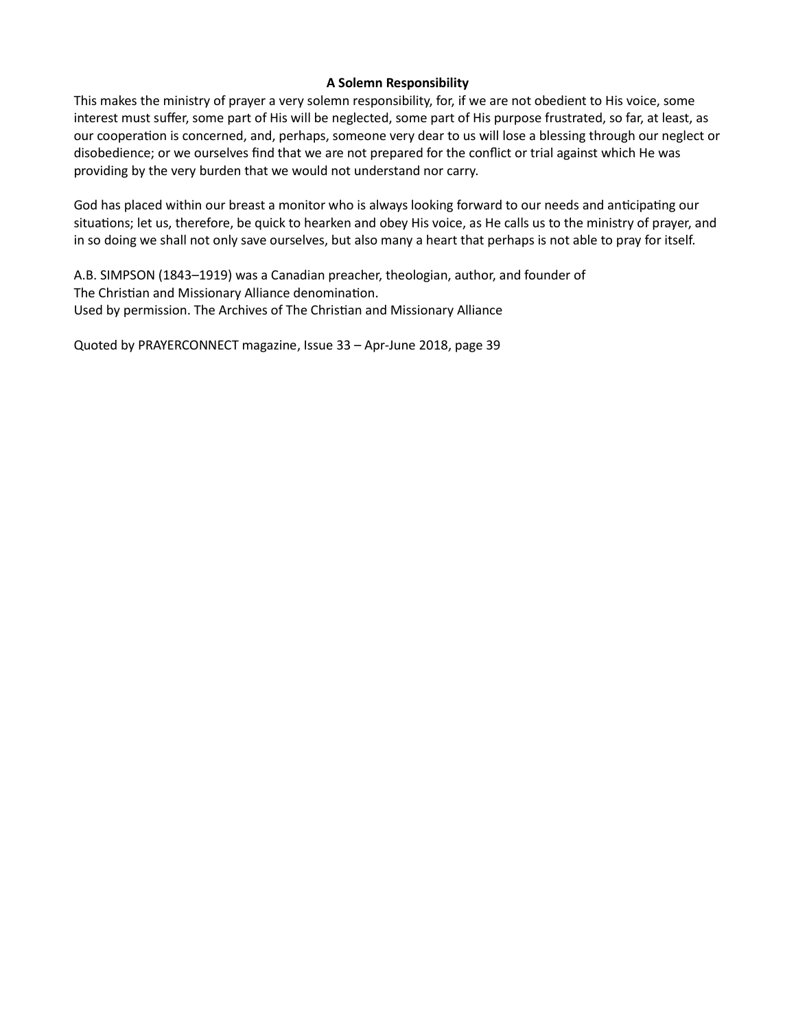**A Solemn Responsibility**

This makes the ministry of prayer a very solemn responsibility, for, if we are not obedient to His voice, some interest must suffer, some part of His will be neglected, some part of His purpose frustrated, so far, at least, as our cooperation is concerned, and, perhaps, someone very dear to us will lose a blessing through our neglect or disobedience; or we ourselves find that we are not prepared for the conflict or trial against which He was providing by the very burden that we would not understand nor carry.

God has placed within our breast a monitor who is always looking forward to our needs and anticipating our situations; let us, therefore, be quick to hearken and obey His voice, as He calls us to the ministry of prayer, and in so doing we shall not only save ourselves, but also many a heart that perhaps is not able to pray for itself.

A.B. SIMPSON (1843–1919) was a Canadian preacher, theologian, author, and founder of
The Christian and Missionary Alliance denomination.
Used by permission. The Archives of The Christian and Missionary Alliance

Quoted by PRAYERCONNECT magazine, Issue 33 – Apr-June 2018, page 39